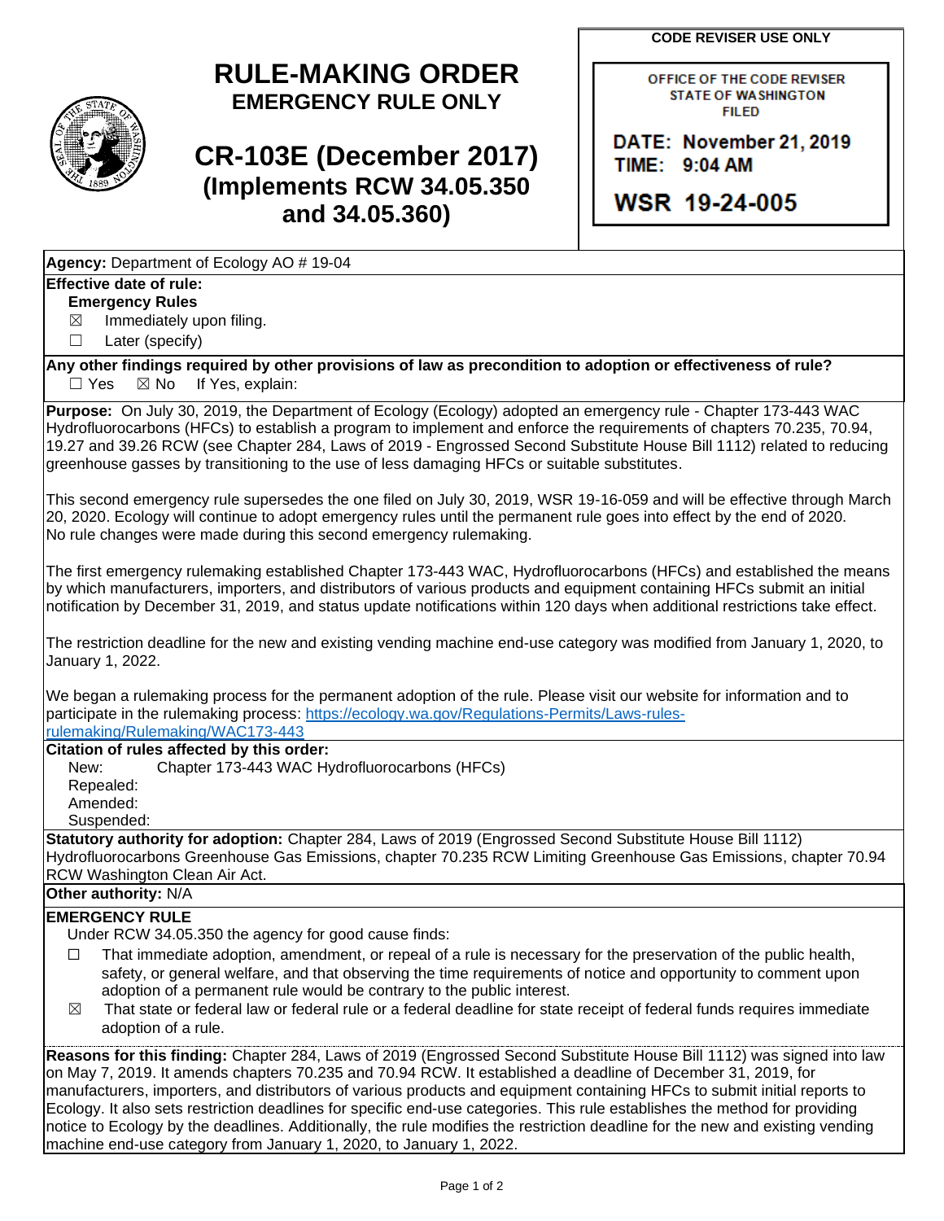# RULE-MAKING ORDER

## EMERGENCY RULE ONLY

# CR-103E (December 2017)

## (Implements RCW 34.05.350 and 34.05.360)

**CODE REVISER USE ONLY**

OFFICE OF THE CODE REVISER
STATE OF WASHINGTON
FILED

DATE: November 21, 2019
TIME: 9:04 AM

WSR 19-24-005

**Agency:** Department of Ecology AO # 19-04

**Effective date of rule:**

**Emergency Rules**

☒ Immediately upon filing.

☐ Later (specify)

**Any other findings required by other provisions of law as precondition to adoption or effectiveness of rule?**

☐ Yes ☒ No If Yes, explain:

**Purpose:** On July 30, 2019, the Department of Ecology (Ecology) adopted an emergency rule - Chapter 173-443 WAC Hydrofluorocarbons (HFCs) to establish a program to implement and enforce the requirements of chapters 70.235, 70.94, 19.27 and 39.26 RCW (see Chapter 284, Laws of 2019 - Engrossed Second Substitute House Bill 1112) related to reducing greenhouse gasses by transitioning to the use of less damaging HFCs or suitable substitutes.

This second emergency rule supersedes the one filed on July 30, 2019, WSR 19-16-059 and will be effective through March 20, 2020. Ecology will continue to adopt emergency rules until the permanent rule goes into effect by the end of 2020. No rule changes were made during this second emergency rulemaking.

The first emergency rulemaking established Chapter 173-443 WAC, Hydrofluorocarbons (HFCs) and established the means by which manufacturers, importers, and distributors of various products and equipment containing HFCs submit an initial notification by December 31, 2019, and status update notifications within 120 days when additional restrictions take effect.

The restriction deadline for the new and existing vending machine end-use category was modified from January 1, 2020, to January 1, 2022.

We began a rulemaking process for the permanent adoption of the rule. Please visit our website for information and to participate in the rulemaking process: https://ecology.wa.gov/Regulations-Permits/Laws-rules-rulemaking/Rulemaking/WAC173-443

**Citation of rules affected by this order:**

New: Chapter 173-443 WAC Hydrofluorocarbons (HFCs)

Repealed:

Amended:

Suspended:

**Statutory authority for adoption:** Chapter 284, Laws of 2019 (Engrossed Second Substitute House Bill 1112) Hydrofluorocarbons Greenhouse Gas Emissions, chapter 70.235 RCW Limiting Greenhouse Gas Emissions, chapter 70.94 RCW Washington Clean Air Act.

**Other authority:** N/A

**EMERGENCY RULE**

Under RCW 34.05.350 the agency for good cause finds:

☐ That immediate adoption, amendment, or repeal of a rule is necessary for the preservation of the public health, safety, or general welfare, and that observing the time requirements of notice and opportunity to comment upon adoption of a permanent rule would be contrary to the public interest.

☒ That state or federal law or federal rule or a federal deadline for state receipt of federal funds requires immediate adoption of a rule.

**Reasons for this finding:** Chapter 284, Laws of 2019 (Engrossed Second Substitute House Bill 1112) was signed into law on May 7, 2019. It amends chapters 70.235 and 70.94 RCW. It established a deadline of December 31, 2019, for manufacturers, importers, and distributors of various products and equipment containing HFCs to submit initial reports to Ecology. It also sets restriction deadlines for specific end-use categories. This rule establishes the method for providing notice to Ecology by the deadlines. Additionally, the rule modifies the restriction deadline for the new and existing vending machine end-use category from January 1, 2020, to January 1, 2022.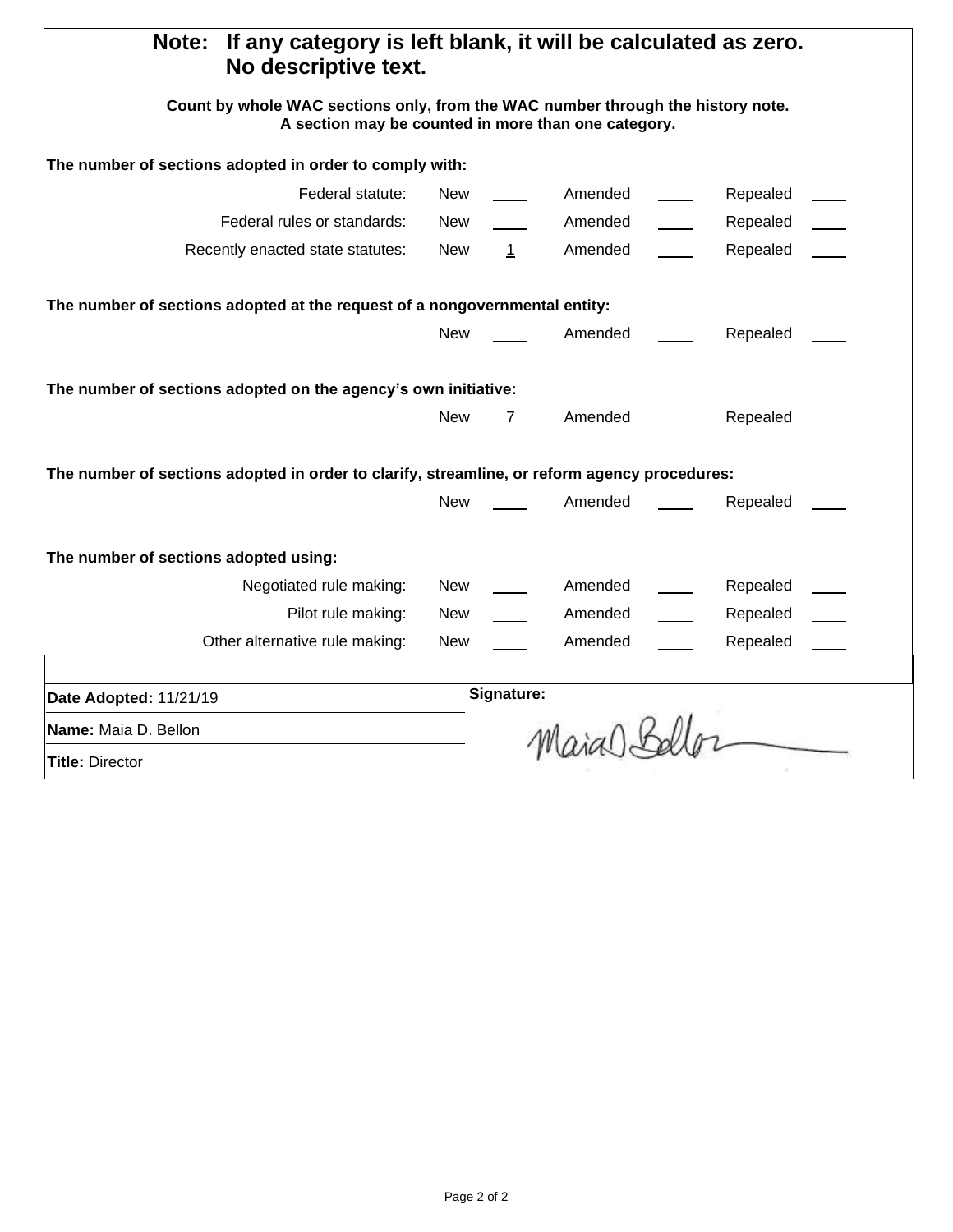**Note: If any category is left blank, it will be calculated as zero. No descriptive text.**

**Count by whole WAC sections only, from the WAC number through the history note. A section may be counted in more than one category.**

**The number of sections adopted in order to comply with:**

| | | | | | | |
|---|---|---|---|---|---|---|
| Federal statute: | New | | Amended | | Repealed | |
| Federal rules or standards: | New | | Amended | | Repealed | |
| Recently enacted state statutes: | New | 1 | Amended | | Repealed | |

**The number of sections adopted at the request of a nongovernmental entity:**

| | | | | | |
|---|---|---|---|---|---|
| New | | Amended | | Repealed | |

**The number of sections adopted on the agency's own initiative:**

| | | | | | |
|---|---|---|---|---|---|
| New | 7 | Amended | | Repealed | |

**The number of sections adopted in order to clarify, streamline, or reform agency procedures:**

| | | | | | |
|---|---|---|---|---|---|
| New | | Amended | | Repealed | |

**The number of sections adopted using:**

| | | | | | | |
|---|---|---|---|---|---|---|
| Negotiated rule making: | New | | Amended | | Repealed | |
| Pilot rule making: | New | | Amended | | Repealed | |
| Other alternative rule making: | New | | Amended | | Repealed | |

| | |
|---|---|
| **Date Adopted:** 11/21/19 | **Signature:** Maia D. Bellon |
| **Name:** Maia D. Bellon | |
| **Title:** Director | |